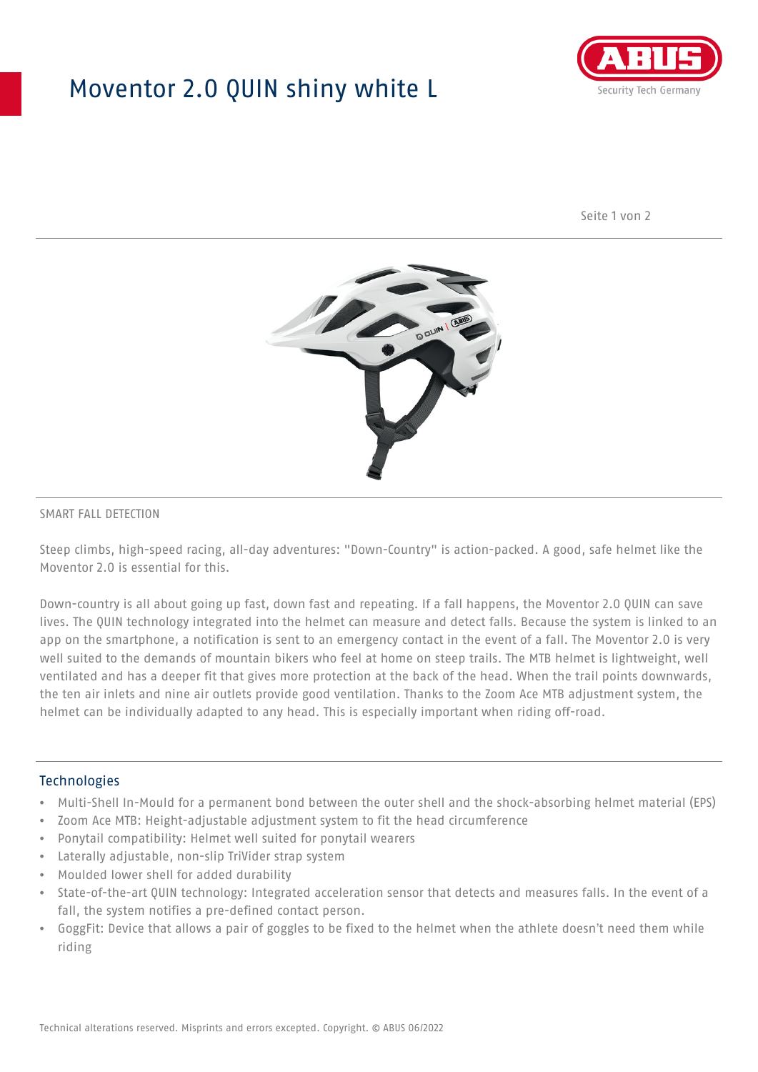# Moventor 2.0 QUIN shiny white L

SMART FALL DETECTION

Steep climbs, high-speed racing, all-day adventures: "Down-Country" is action-packed. A good, safe helmet like the Moventor 2.0 is essential for this.

Down-country is all about going up fast, down fast and repeating. If a fall happens, the Moventor 2.0 QUIN can save lives. The QUIN technology integrated into the helmet can measure and detect falls. Because the system is linked to an app on the smartphone, a notification is sent to an emergency contact in the event of a fall. The Moventor 2.0 is very well suited to the demands of mountain bikers who feel at home on steep trails. The MTB helmet is lightweight, well ventilated and has a deeper fit that gives more protection at the back of the head. When the trail points downwards, the ten air inlets and nine air outlets provide good ventilation. Thanks to the Zoom Ace MTB adjustment system, the helmet can be individually adapted to any head. This is especially important when riding off-road.

## Technologies

- Multi-Shell In-Mould for a permanent bond between the outer shell and the shock-absorbing helmet material (EPS)
- Zoom Ace MTB: Height-adjustable adjustment system to fit the head circumference
- Ponytail compatibility: Helmet well suited for ponytail wearers
- Laterally adjustable, non-slip TriVider strap system
- Moulded lower shell for added durability
- State-of-the-art QUIN technology: Integrated acceleration sensor that detects and measures falls. In the event of a fall, the system notifies a pre-defined contact person.
- GoggFit: Device that allows a pair of goggles to be fixed to the helmet when the athlete doesn't need them while riding

Technical alterations reserved. Misprints and errors excepted. Copyright. © ABUS 06/2022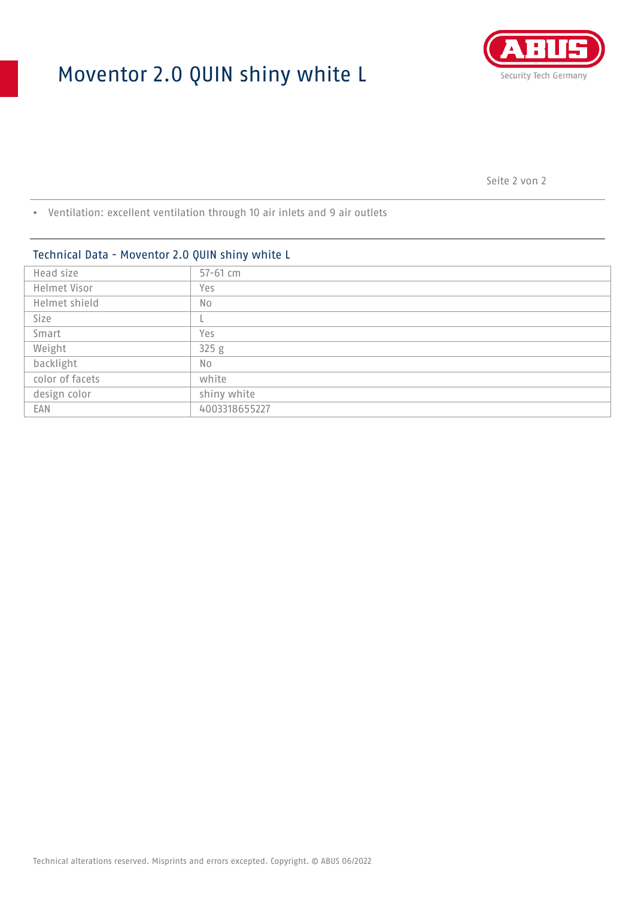- Ventilation: excellent ventilation through 10 air inlets and 9 air outlets

## Technical Data - Moventor 2.0 QUIN shiny white L

| | |
|---|---|
| Head size | 57-61 cm |
| Helmet Visor | Yes |
| Helmet shield | No |
| Size | L |
| Smart | Yes |
| Weight | 325 g |
| backlight | No |
| color of facets | white |
| design color | shiny white |
| EAN | 4003318655227 |

Technical alterations reserved. Misprints and errors excepted. Copyright. © ABUS 06/2022